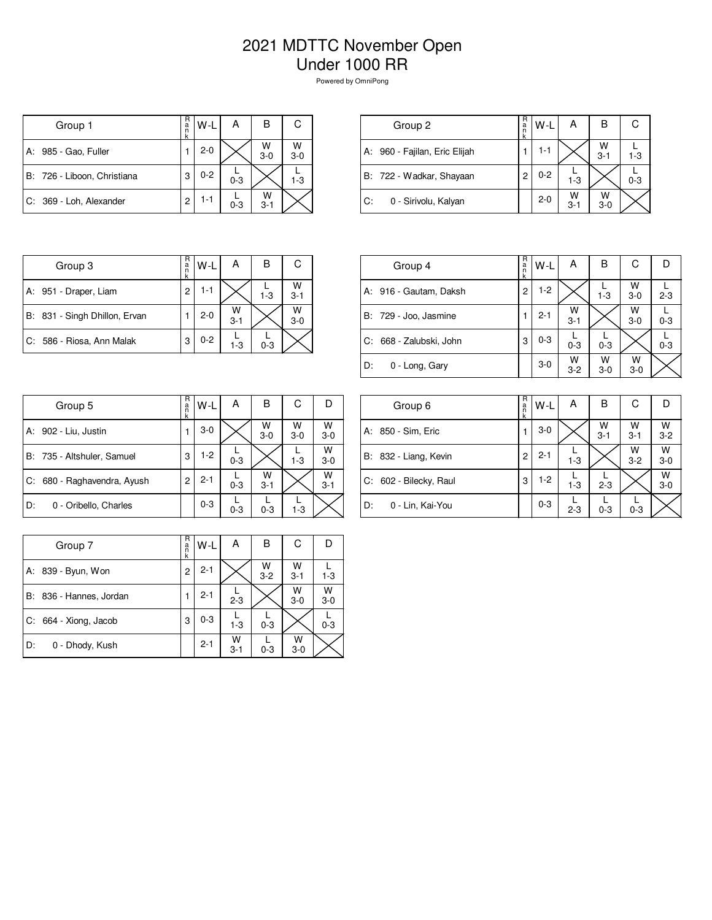# 2021 MDTTC November Open

# Under 1000 RR

Powered by OmniPong

| Group 1 | Rank | W-L | A | B | C |
|---|---|---|---|---|---|
| A: 985 - Gao, Fuller | 1 | 2-0 | | W 3-0 | W 3-0 |
| B: 726 - Liboon, Christiana | 3 | 0-2 | L 0-3 | | L 1-3 |
| C: 369 - Loh, Alexander | 2 | 1-1 | L 0-3 | W 3-1 | |

| Group 2 | Rank | W-L | A | B | C |
|---|---|---|---|---|---|
| A: 960 - Fajilan, Eric Elijah | 1 | 1-1 | | W 3-1 | L 1-3 |
| B: 722 - Wadkar, Shayaan | 2 | 0-2 | L 1-3 | | L 0-3 |
| C: 0 - Sirivolu, Kalyan | | 2-0 | W 3-1 | W 3-0 | |

| Group 3 | Rank | W-L | A | B | C |
|---|---|---|---|---|---|
| A: 951 - Draper, Liam | 2 | 1-1 | | L 1-3 | W 3-1 |
| B: 831 - Singh Dhillon, Ervan | 1 | 2-0 | W 3-1 | | W 3-0 |
| C: 586 - Riosa, Ann Malak | 3 | 0-2 | L 1-3 | L 0-3 | |

| Group 4 | Rank | W-L | A | B | C | D |
|---|---|---|---|---|---|---|
| A: 916 - Gautam, Daksh | 2 | 1-2 | | L 1-3 | W 3-0 | L 2-3 |
| B: 729 - Joo, Jasmine | 1 | 2-1 | W 3-1 | | W 3-0 | L 0-3 |
| C: 668 - Zalubski, John | 3 | 0-3 | L 0-3 | L 0-3 | | L 0-3 |
| D: 0 - Long, Gary | | 3-0 | W 3-2 | W 3-0 | W 3-0 | |

| Group 5 | Rank | W-L | A | B | C | D |
|---|---|---|---|---|---|---|
| A: 902 - Liu, Justin | 1 | 3-0 | | W 3-0 | W 3-0 | W 3-0 |
| B: 735 - Altshuler, Samuel | 3 | 1-2 | L 0-3 | | L 1-3 | W 3-0 |
| C: 680 - Raghavendra, Ayush | 2 | 2-1 | L 0-3 | W 3-1 | | W 3-1 |
| D: 0 - Oribello, Charles | | 0-3 | L 0-3 | L 0-3 | L 1-3 | |

| Group 6 | Rank | W-L | A | B | C | D |
|---|---|---|---|---|---|---|
| A: 850 - Sim, Eric | 1 | 3-0 | | W 3-1 | W 3-1 | W 3-2 |
| B: 832 - Liang, Kevin | 2 | 2-1 | L 1-3 | | W 3-2 | W 3-0 |
| C: 602 - Bilecky, Raul | 3 | 1-2 | L 1-3 | L 2-3 | | W 3-0 |
| D: 0 - Lin, Kai-You | | 0-3 | L 2-3 | L 0-3 | L 0-3 | |

| Group 7 | Rank | W-L | A | B | C | D |
|---|---|---|---|---|---|---|
| A: 839 - Byun, Won | 2 | 2-1 | | W 3-2 | W 3-1 | L 1-3 |
| B: 836 - Hannes, Jordan | 1 | 2-1 | L 2-3 | | W 3-0 | W 3-0 |
| C: 664 - Xiong, Jacob | 3 | 0-3 | L 1-3 | L 0-3 | | L 0-3 |
| D: 0 - Dhody, Kush | | 2-1 | W 3-1 | L 0-3 | W 3-0 | |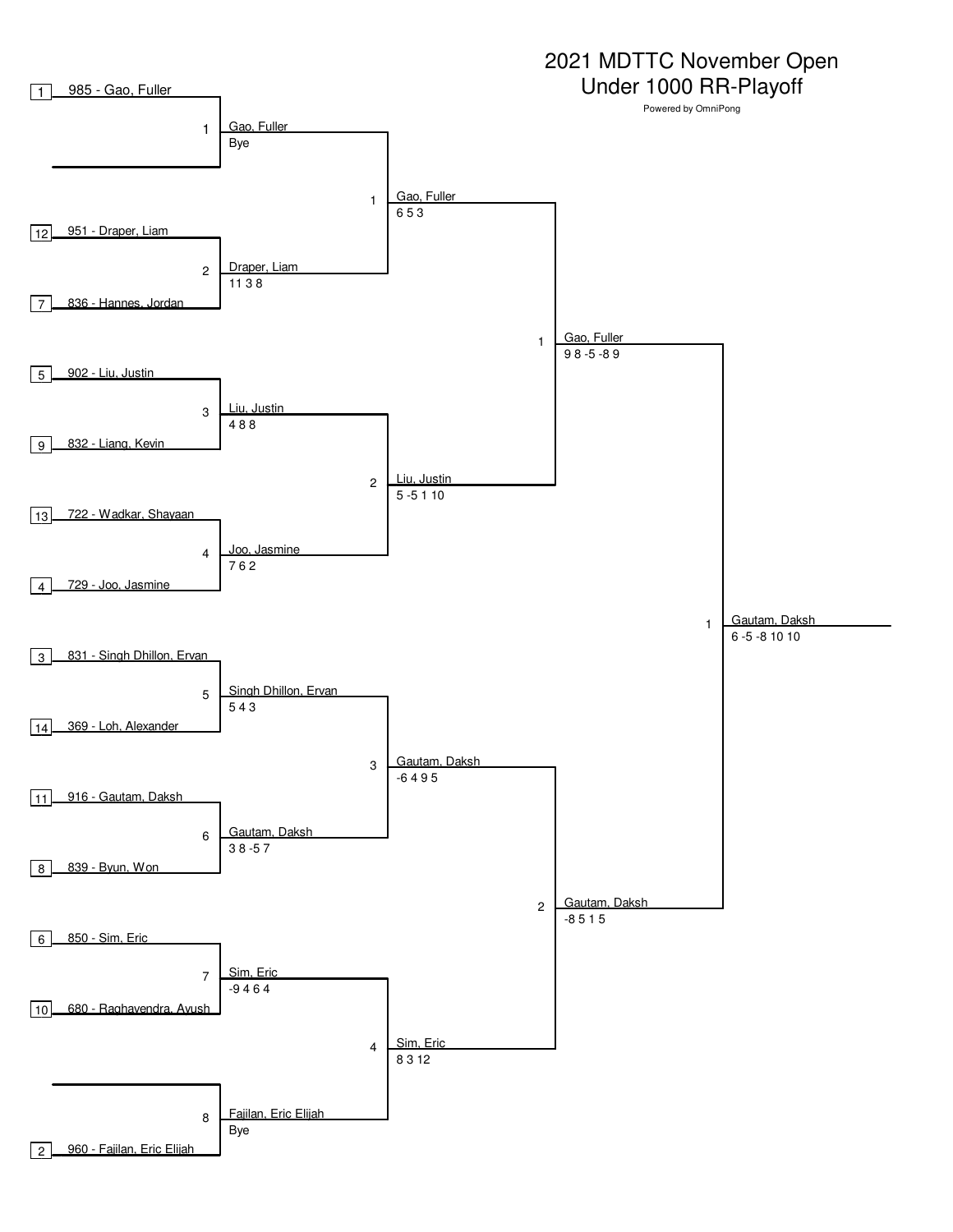# 2021 MDTTC November Open
## Under 1000 RR-Playoff

Powered by OmniPong

**First Round**

| Seed | Player |
| --- | --- |
| 1 | 985 - Gao, Fuller |
| 12 | 951 - Draper, Liam |
| 7 | 836 - Hannes, Jordan |
| 5 | 902 - Liu, Justin |
| 9 | 832 - Liang, Kevin |
| 13 | 722 - Wadkar, Shayaan |
| 4 | 729 - Joo, Jasmine |
| 3 | 831 - Singh Dhillon, Ervan |
| 14 | 369 - Loh, Alexander |
| 11 | 916 - Gautam, Daksh |
| 8 | 839 - Byun, Won |
| 6 | 850 - Sim, Eric |
| 10 | 680 - Raghavendra, Ayush |
| 2 | 960 - Fajilan, Eric Elijah |

**Second Round**

| Match | Winner | Score |
| --- | --- | --- |
| 1 | Gao, Fuller | Bye |
| 2 | Draper, Liam | 11 3 8 |
| 3 | Liu, Justin | 4 8 8 |
| 4 | Joo, Jasmine | 7 6 2 |
| 5 | Singh Dhillon, Ervan | 5 4 3 |
| 6 | Gautam, Daksh | 3 8 -5 7 |
| 7 | Sim, Eric | -9 4 6 4 |
| 8 | Fajilan, Eric Elijah | Bye |

**Quarterfinals**

| Match | Winner | Score |
| --- | --- | --- |
| 1 | Gao, Fuller | 6 5 3 |
| 2 | Liu, Justin | 5 -5 1 10 |
| 3 | Gautam, Daksh | -6 4 9 5 |
| 4 | Sim, Eric | 8 3 12 |

**Semifinals**

| Match | Winner | Score |
| --- | --- | --- |
| 1 | Gao, Fuller | 9 8 -5 -8 9 |
| 2 | Gautam, Daksh | -8 5 1 5 |

**Final**

| Match | Winner | Score |
| --- | --- | --- |
| 1 | Gautam, Daksh | 6 -5 -8 10 10 |